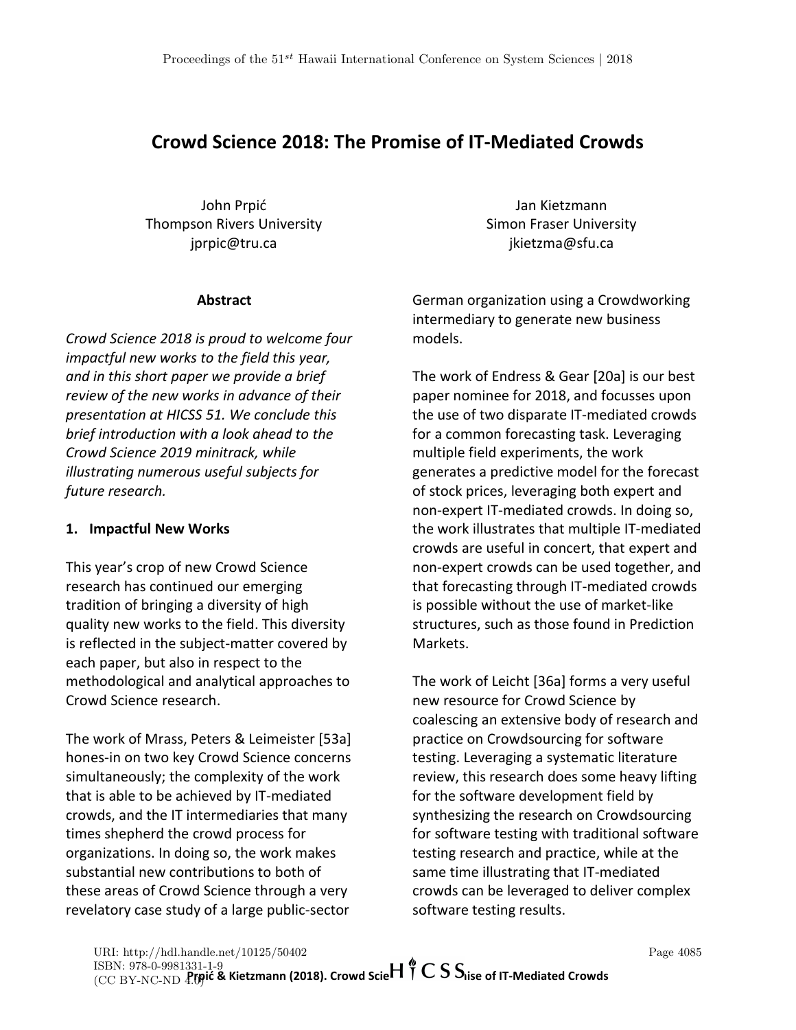# Crowd Science 2018: The Promise of IT-Mediated Crowds

John Prpić
Thompson Rivers University
jprpic@tru.ca

Jan Kietzmann
Simon Fraser University
jkietzma@sfu.ca

## Abstract

*Crowd Science 2018 is proud to welcome four impactful new works to the field this year, and in this short paper we provide a brief review of the new works in advance of their presentation at HICSS 51. We conclude this brief introduction with a look ahead to the Crowd Science 2019 minitrack, while illustrating numerous useful subjects for future research.*

## 1. Impactful New Works

This year's crop of new Crowd Science research has continued our emerging tradition of bringing a diversity of high quality new works to the field. This diversity is reflected in the subject-matter covered by each paper, but also in respect to the methodological and analytical approaches to Crowd Science research.

The work of Mrass, Peters & Leimeister [53a] hones-in on two key Crowd Science concerns simultaneously; the complexity of the work that is able to be achieved by IT-mediated crowds, and the IT intermediaries that many times shepherd the crowd process for organizations. In doing so, the work makes substantial new contributions to both of these areas of Crowd Science through a very revelatory case study of a large public-sector German organization using a Crowdworking intermediary to generate new business models.

The work of Endress & Gear [20a] is our best paper nominee for 2018, and focusses upon the use of two disparate IT-mediated crowds for a common forecasting task. Leveraging multiple field experiments, the work generates a predictive model for the forecast of stock prices, leveraging both expert and non-expert IT-mediated crowds. In doing so, the work illustrates that multiple IT-mediated crowds are useful in concert, that expert and non-expert crowds can be used together, and that forecasting through IT-mediated crowds is possible without the use of market-like structures, such as those found in Prediction Markets.

The work of Leicht [36a] forms a very useful new resource for Crowd Science by coalescing an extensive body of research and practice on Crowdsourcing for software testing. Leveraging a systematic literature review, this research does some heavy lifting for the software development field by synthesizing the research on Crowdsourcing for software testing with traditional software testing research and practice, while at the same time illustrating that IT-mediated crowds can be leveraged to deliver complex software testing results.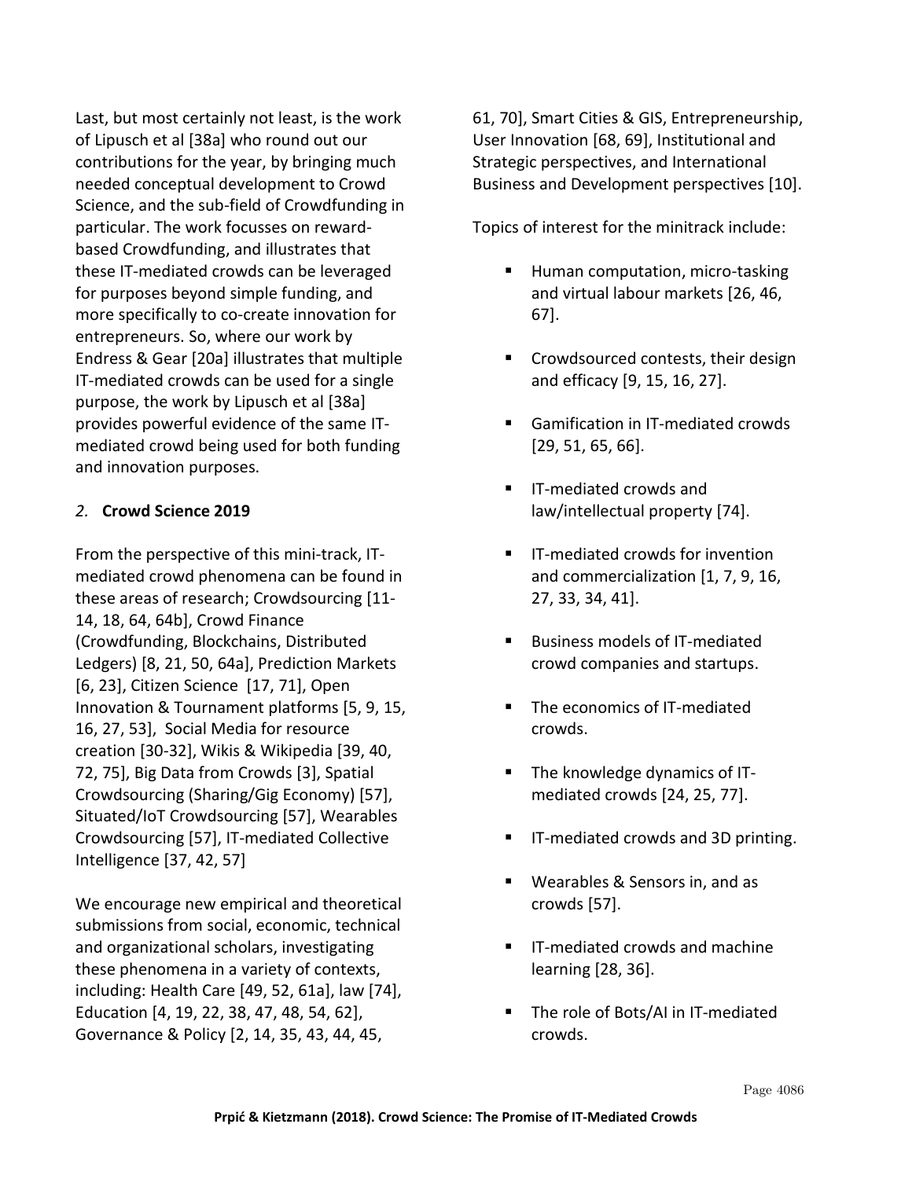Last, but most certainly not least, is the work of Lipusch et al [38a] who round out our contributions for the year, by bringing much needed conceptual development to Crowd Science, and the sub-field of Crowdfunding in particular. The work focusses on reward-based Crowdfunding, and illustrates that these IT-mediated crowds can be leveraged for purposes beyond simple funding, and more specifically to co-create innovation for entrepreneurs. So, where our work by Endress & Gear [20a] illustrates that multiple IT-mediated crowds can be used for a single purpose, the work by Lipusch et al [38a] provides powerful evidence of the same IT-mediated crowd being used for both funding and innovation purposes.

## *2.* **Crowd Science 2019**

From the perspective of this mini-track, IT-mediated crowd phenomena can be found in these areas of research; Crowdsourcing [11-14, 18, 64, 64b], Crowd Finance (Crowdfunding, Blockchains, Distributed Ledgers) [8, 21, 50, 64a], Prediction Markets [6, 23], Citizen Science [17, 71], Open Innovation & Tournament platforms [5, 9, 15, 16, 27, 53], Social Media for resource creation [30-32], Wikis & Wikipedia [39, 40, 72, 75], Big Data from Crowds [3], Spatial Crowdsourcing (Sharing/Gig Economy) [57], Situated/IoT Crowdsourcing [57], Wearables Crowdsourcing [57], IT-mediated Collective Intelligence [37, 42, 57]

We encourage new empirical and theoretical submissions from social, economic, technical and organizational scholars, investigating these phenomena in a variety of contexts, including: Health Care [49, 52, 61a], law [74], Education [4, 19, 22, 38, 47, 48, 54, 62], Governance & Policy [2, 14, 35, 43, 44, 45, 61, 70], Smart Cities & GIS, Entrepreneurship, User Innovation [68, 69], Institutional and Strategic perspectives, and International Business and Development perspectives [10].

Topics of interest for the minitrack include:

- Human computation, micro-tasking and virtual labour markets [26, 46, 67].
- Crowdsourced contests, their design and efficacy [9, 15, 16, 27].
- Gamification in IT-mediated crowds [29, 51, 65, 66].
- IT-mediated crowds and law/intellectual property [74].
- IT-mediated crowds for invention and commercialization [1, 7, 9, 16, 27, 33, 34, 41].
- Business models of IT-mediated crowd companies and startups.
- The economics of IT-mediated crowds.
- The knowledge dynamics of IT-mediated crowds [24, 25, 77].
- IT-mediated crowds and 3D printing.
- Wearables & Sensors in, and as crowds [57].
- IT-mediated crowds and machine learning [28, 36].
- The role of Bots/AI in IT-mediated crowds.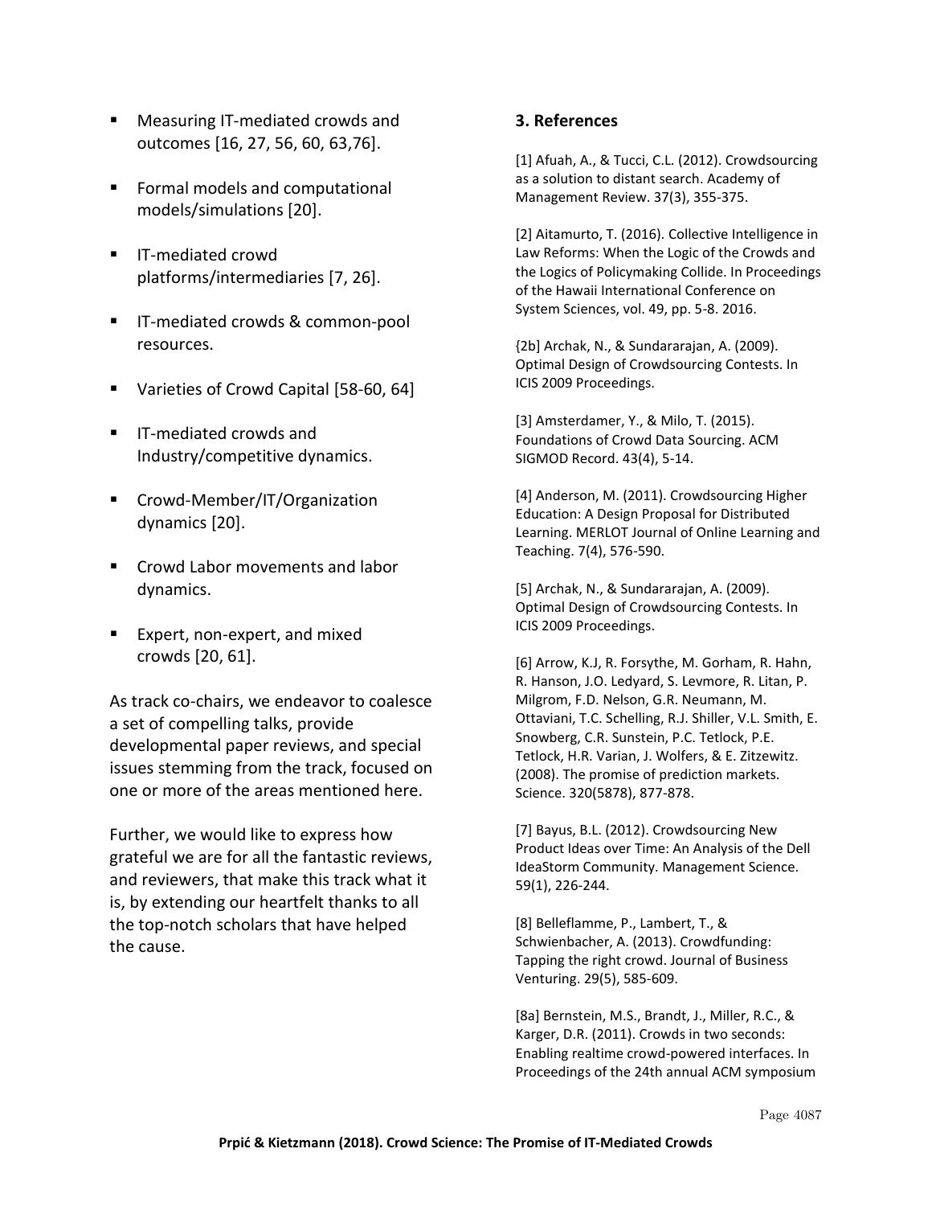- Measuring IT-mediated crowds and outcomes [16, 27, 56, 60, 63,76].
- Formal models and computational models/simulations [20].
- IT-mediated crowd platforms/intermediaries [7, 26].
- IT-mediated crowds & common-pool resources.
- Varieties of Crowd Capital [58-60, 64]
- IT-mediated crowds and Industry/competitive dynamics.
- Crowd-Member/IT/Organization dynamics [20].
- Crowd Labor movements and labor dynamics.
- Expert, non-expert, and mixed crowds [20, 61].

As track co-chairs, we endeavor to coalesce a set of compelling talks, provide developmental paper reviews, and special issues stemming from the track, focused on one or more of the areas mentioned here.

Further, we would like to express how grateful we are for all the fantastic reviews, and reviewers, that make this track what it is, by extending our heartfelt thanks to all the top-notch scholars that have helped the cause.

### 3. References

[1] Afuah, A., & Tucci, C.L. (2012). Crowdsourcing as a solution to distant search. Academy of Management Review. 37(3), 355-375.

[2] Aitamurto, T. (2016). Collective Intelligence in Law Reforms: When the Logic of the Crowds and the Logics of Policymaking Collide. In Proceedings of the Hawaii International Conference on System Sciences, vol. 49, pp. 5-8. 2016.

{2b] Archak, N., & Sundararajan, A. (2009). Optimal Design of Crowdsourcing Contests. In ICIS 2009 Proceedings.

[3] Amsterdamer, Y., & Milo, T. (2015). Foundations of Crowd Data Sourcing. ACM SIGMOD Record. 43(4), 5-14.

[4] Anderson, M. (2011). Crowdsourcing Higher Education: A Design Proposal for Distributed Learning. MERLOT Journal of Online Learning and Teaching. 7(4), 576-590.

[5] Archak, N., & Sundararajan, A. (2009). Optimal Design of Crowdsourcing Contests. In ICIS 2009 Proceedings.

[6] Arrow, K.J, R. Forsythe, M. Gorham, R. Hahn, R. Hanson, J.O. Ledyard, S. Levmore, R. Litan, P. Milgrom, F.D. Nelson, G.R. Neumann, M. Ottaviani, T.C. Schelling, R.J. Shiller, V.L. Smith, E. Snowberg, C.R. Sunstein, P.C. Tetlock, P.E. Tetlock, H.R. Varian, J. Wolfers, & E. Zitzewitz. (2008). The promise of prediction markets. Science. 320(5878), 877-878.

[7] Bayus, B.L. (2012). Crowdsourcing New Product Ideas over Time: An Analysis of the Dell IdeaStorm Community. Management Science. 59(1), 226-244.

[8] Belleflamme, P., Lambert, T., & Schwienbacher, A. (2013). Crowdfunding: Tapping the right crowd. Journal of Business Venturing. 29(5), 585-609.

[8a] Bernstein, M.S., Brandt, J., Miller, R.C., & Karger, D.R. (2011). Crowds in two seconds: Enabling realtime crowd-powered interfaces. In Proceedings of the 24th annual ACM symposium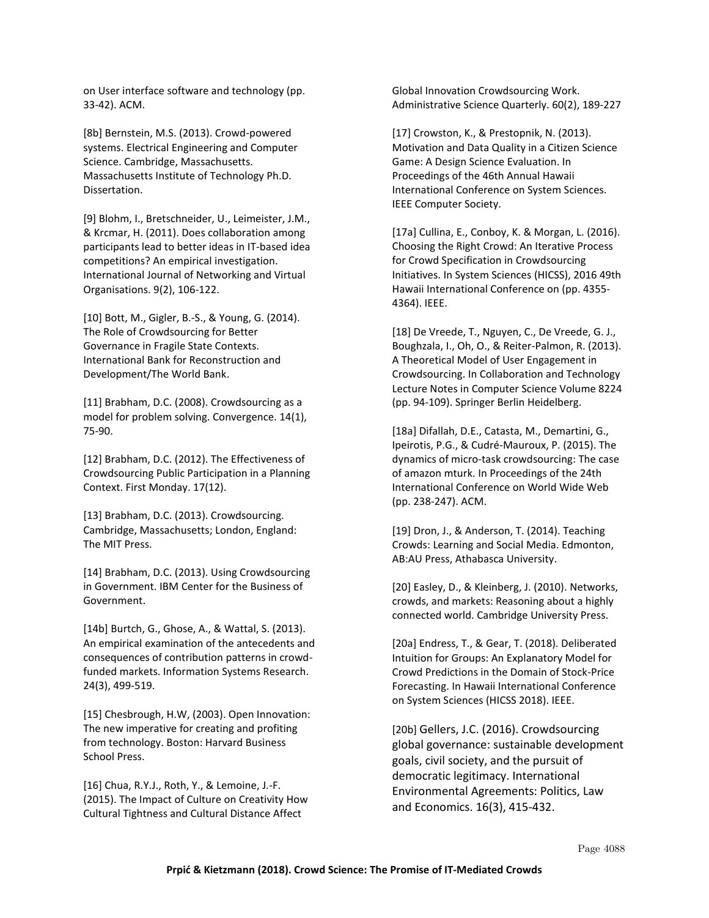on User interface software and technology (pp. 33-42). ACM.

[8b] Bernstein, M.S. (2013). Crowd-powered systems. Electrical Engineering and Computer Science. Cambridge, Massachusetts. Massachusetts Institute of Technology Ph.D. Dissertation.

[9] Blohm, I., Bretschneider, U., Leimeister, J.M., & Krcmar, H. (2011). Does collaboration among participants lead to better ideas in IT-based idea competitions? An empirical investigation. International Journal of Networking and Virtual Organisations. 9(2), 106-122.

[10] Bott, M., Gigler, B.-S., & Young, G. (2014). The Role of Crowdsourcing for Better Governance in Fragile State Contexts. International Bank for Reconstruction and Development/The World Bank.

[11] Brabham, D.C. (2008). Crowdsourcing as a model for problem solving. Convergence. 14(1), 75-90.

[12] Brabham, D.C. (2012). The Effectiveness of Crowdsourcing Public Participation in a Planning Context. First Monday. 17(12).

[13] Brabham, D.C. (2013). Crowdsourcing. Cambridge, Massachusetts; London, England: The MIT Press.

[14] Brabham, D.C. (2013). Using Crowdsourcing in Government. IBM Center for the Business of Government.

[14b] Burtch, G., Ghose, A., & Wattal, S. (2013). An empirical examination of the antecedents and consequences of contribution patterns in crowd-funded markets. Information Systems Research. 24(3), 499-519.

[15] Chesbrough, H.W, (2003). Open Innovation: The new imperative for creating and profiting from technology. Boston: Harvard Business School Press.

[16] Chua, R.Y.J., Roth, Y., & Lemoine, J.-F. (2015). The Impact of Culture on Creativity How Cultural Tightness and Cultural Distance Affect Global Innovation Crowdsourcing Work. Administrative Science Quarterly. 60(2), 189-227

[17] Crowston, K., & Prestopnik, N. (2013). Motivation and Data Quality in a Citizen Science Game: A Design Science Evaluation. In Proceedings of the 46th Annual Hawaii International Conference on System Sciences. IEEE Computer Society.

[17a] Cullina, E., Conboy, K. & Morgan, L. (2016). Choosing the Right Crowd: An Iterative Process for Crowd Specification in Crowdsourcing Initiatives. In System Sciences (HICSS), 2016 49th Hawaii International Conference on (pp. 4355-4364). IEEE.

[18] De Vreede, T., Nguyen, C., De Vreede, G. J., Boughzala, I., Oh, O., & Reiter-Palmon, R. (2013). A Theoretical Model of User Engagement in Crowdsourcing. In Collaboration and Technology Lecture Notes in Computer Science Volume 8224 (pp. 94-109). Springer Berlin Heidelberg.

[18a] Difallah, D.E., Catasta, M., Demartini, G., Ipeirotis, P.G., & Cudré-Mauroux, P. (2015). The dynamics of micro-task crowdsourcing: The case of amazon mturk. In Proceedings of the 24th International Conference on World Wide Web (pp. 238-247). ACM.

[19] Dron, J., & Anderson, T. (2014). Teaching Crowds: Learning and Social Media. Edmonton, AB:AU Press, Athabasca University.

[20] Easley, D., & Kleinberg, J. (2010). Networks, crowds, and markets: Reasoning about a highly connected world. Cambridge University Press.

[20a] Endress, T., & Gear, T. (2018). Deliberated Intuition for Groups: An Explanatory Model for Crowd Predictions in the Domain of Stock-Price Forecasting. In Hawaii International Conference on System Sciences (HICSS 2018). IEEE.

[20b] Gellers, J.C. (2016). Crowdsourcing global governance: sustainable development goals, civil society, and the pursuit of democratic legitimacy. International Environmental Agreements: Politics, Law and Economics. 16(3), 415-432.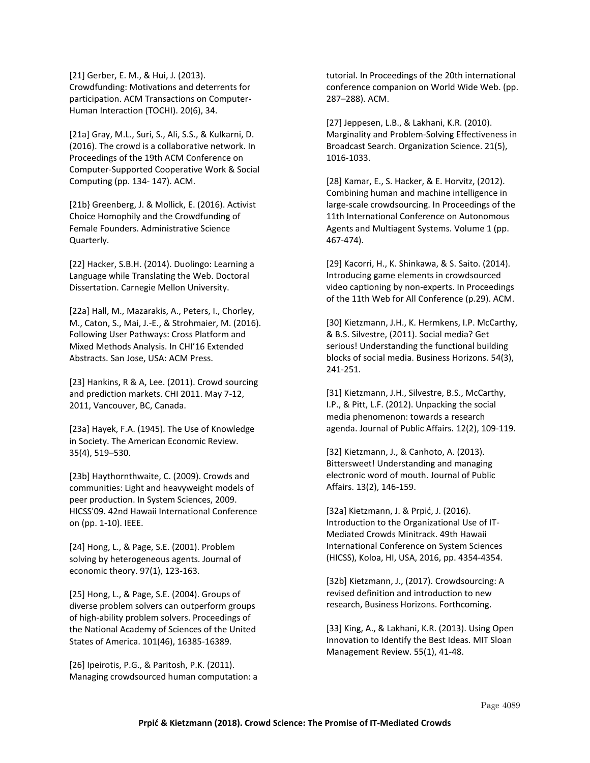[21] Gerber, E. M., & Hui, J. (2013). Crowdfunding: Motivations and deterrents for participation. ACM Transactions on Computer-Human Interaction (TOCHI). 20(6), 34.

[21a] Gray, M.L., Suri, S., Ali, S.S., & Kulkarni, D. (2016). The crowd is a collaborative network. In Proceedings of the 19th ACM Conference on Computer-Supported Cooperative Work & Social Computing (pp. 134- 147). ACM.

[21b} Greenberg, J. & Mollick, E. (2016). Activist Choice Homophily and the Crowdfunding of Female Founders. Administrative Science Quarterly.

[22] Hacker, S.B.H. (2014). Duolingo: Learning a Language while Translating the Web. Doctoral Dissertation. Carnegie Mellon University.

[22a] Hall, M., Mazarakis, A., Peters, I., Chorley, M., Caton, S., Mai, J.-E., & Strohmaier, M. (2016). Following User Pathways: Cross Platform and Mixed Methods Analysis. In CHI'16 Extended Abstracts. San Jose, USA: ACM Press.

[23] Hankins, R & A, Lee. (2011). Crowd sourcing and prediction markets. CHI 2011. May 7-12, 2011, Vancouver, BC, Canada.

[23a] Hayek, F.A. (1945). The Use of Knowledge in Society. The American Economic Review. 35(4), 519–530.

[23b] Haythornthwaite, C. (2009). Crowds and communities: Light and heavyweight models of peer production. In System Sciences, 2009. HICSS'09. 42nd Hawaii International Conference on (pp. 1-10). IEEE.

[24] Hong, L., & Page, S.E. (2001). Problem solving by heterogeneous agents. Journal of economic theory. 97(1), 123-163.

[25] Hong, L., & Page, S.E. (2004). Groups of diverse problem solvers can outperform groups of high-ability problem solvers. Proceedings of the National Academy of Sciences of the United States of America. 101(46), 16385-16389.

[26] Ipeirotis, P.G., & Paritosh, P.K. (2011). Managing crowdsourced human computation: a tutorial. In Proceedings of the 20th international conference companion on World Wide Web. (pp. 287–288). ACM.

[27] Jeppesen, L.B., & Lakhani, K.R. (2010). Marginality and Problem-Solving Effectiveness in Broadcast Search. Organization Science. 21(5), 1016-1033.

[28] Kamar, E., S. Hacker, & E. Horvitz, (2012). Combining human and machine intelligence in large-scale crowdsourcing. In Proceedings of the 11th International Conference on Autonomous Agents and Multiagent Systems. Volume 1 (pp. 467-474).

[29] Kacorri, H., K. Shinkawa, & S. Saito. (2014). Introducing game elements in crowdsourced video captioning by non-experts. In Proceedings of the 11th Web for All Conference (p.29). ACM.

[30] Kietzmann, J.H., K. Hermkens, I.P. McCarthy, & B.S. Silvestre, (2011). Social media? Get serious! Understanding the functional building blocks of social media. Business Horizons. 54(3), 241-251.

[31] Kietzmann, J.H., Silvestre, B.S., McCarthy, I.P., & Pitt, L.F. (2012). Unpacking the social media phenomenon: towards a research agenda. Journal of Public Affairs. 12(2), 109-119.

[32] Kietzmann, J., & Canhoto, A. (2013). Bittersweet! Understanding and managing electronic word of mouth. Journal of Public Affairs. 13(2), 146-159.

[32a] Kietzmann, J. & Prpić, J. (2016). Introduction to the Organizational Use of IT-Mediated Crowds Minitrack. 49th Hawaii International Conference on System Sciences (HICSS), Koloa, HI, USA, 2016, pp. 4354-4354.

[32b] Kietzmann, J., (2017). Crowdsourcing: A revised definition and introduction to new research, Business Horizons. Forthcoming.

[33] King, A., & Lakhani, K.R. (2013). Using Open Innovation to Identify the Best Ideas. MIT Sloan Management Review. 55(1), 41-48.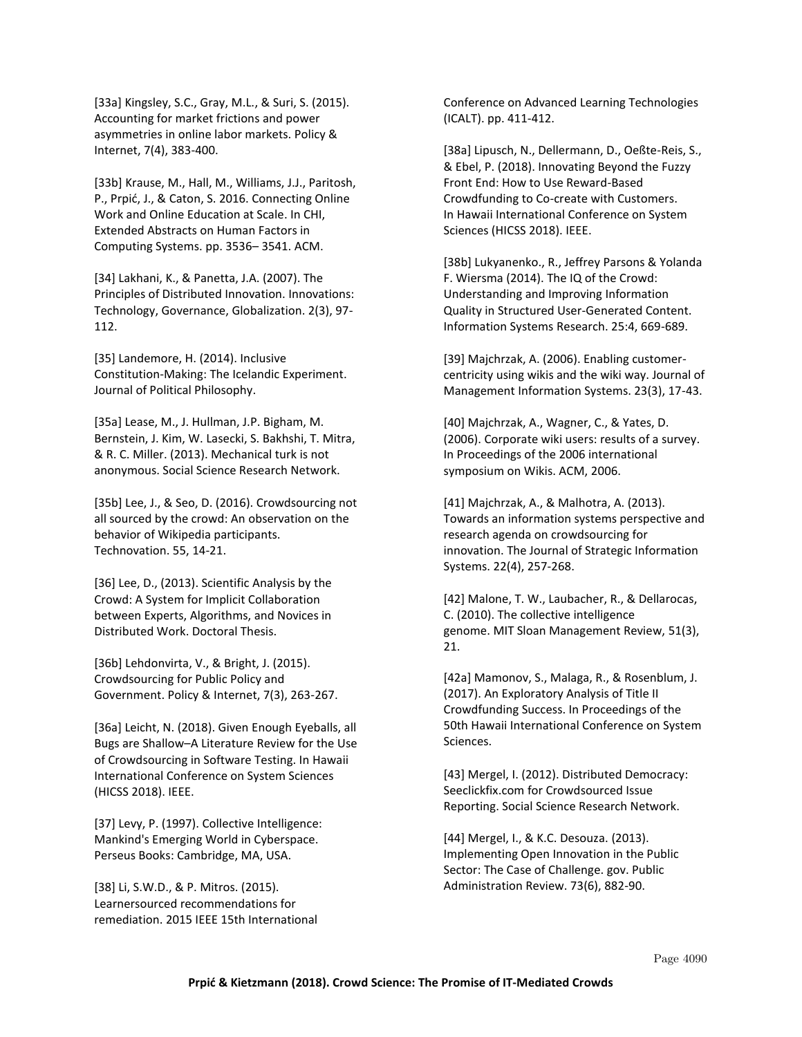[33a] Kingsley, S.C., Gray, M.L., & Suri, S. (2015). Accounting for market frictions and power asymmetries in online labor markets. Policy & Internet, 7(4), 383-400.

[33b] Krause, M., Hall, M., Williams, J.J., Paritosh, P., Prpić, J., & Caton, S. 2016. Connecting Online Work and Online Education at Scale. In CHI, Extended Abstracts on Human Factors in Computing Systems. pp. 3536– 3541. ACM.

[34] Lakhani, K., & Panetta, J.A. (2007). The Principles of Distributed Innovation. Innovations: Technology, Governance, Globalization. 2(3), 97-112.

[35] Landemore, H. (2014). Inclusive Constitution-Making: The Icelandic Experiment. Journal of Political Philosophy.

[35a] Lease, M., J. Hullman, J.P. Bigham, M. Bernstein, J. Kim, W. Lasecki, S. Bakhshi, T. Mitra, & R. C. Miller. (2013). Mechanical turk is not anonymous. Social Science Research Network.

[35b] Lee, J., & Seo, D. (2016). Crowdsourcing not all sourced by the crowd: An observation on the behavior of Wikipedia participants. Technovation. 55, 14-21.

[36] Lee, D., (2013). Scientific Analysis by the Crowd: A System for Implicit Collaboration between Experts, Algorithms, and Novices in Distributed Work. Doctoral Thesis.

[36b] Lehdonvirta, V., & Bright, J. (2015). Crowdsourcing for Public Policy and Government. Policy & Internet, 7(3), 263-267.

[36a] Leicht, N. (2018). Given Enough Eyeballs, all Bugs are Shallow–A Literature Review for the Use of Crowdsourcing in Software Testing. In Hawaii International Conference on System Sciences (HICSS 2018). IEEE.

[37] Levy, P. (1997). Collective Intelligence: Mankind's Emerging World in Cyberspace. Perseus Books: Cambridge, MA, USA.

[38] Li, S.W.D., & P. Mitros. (2015). Learnersourced recommendations for remediation. 2015 IEEE 15th International Conference on Advanced Learning Technologies (ICALT). pp. 411-412.

[38a] Lipusch, N., Dellermann, D., Oeßte-Reis, S., & Ebel, P. (2018). Innovating Beyond the Fuzzy Front End: How to Use Reward-Based Crowdfunding to Co-create with Customers. In Hawaii International Conference on System Sciences (HICSS 2018). IEEE.

[38b] Lukyanenko., R., Jeffrey Parsons & Yolanda F. Wiersma (2014). The IQ of the Crowd: Understanding and Improving Information Quality in Structured User-Generated Content. Information Systems Research. 25:4, 669-689.

[39] Majchrzak, A. (2006). Enabling customer-centricity using wikis and the wiki way. Journal of Management Information Systems. 23(3), 17-43.

[40] Majchrzak, A., Wagner, C., & Yates, D. (2006). Corporate wiki users: results of a survey. In Proceedings of the 2006 international symposium on Wikis. ACM, 2006.

[41] Majchrzak, A., & Malhotra, A. (2013). Towards an information systems perspective and research agenda on crowdsourcing for innovation. The Journal of Strategic Information Systems. 22(4), 257-268.

[42] Malone, T. W., Laubacher, R., & Dellarocas, C. (2010). The collective intelligence genome. MIT Sloan Management Review, 51(3), 21.

[42a] Mamonov, S., Malaga, R., & Rosenblum, J. (2017). An Exploratory Analysis of Title II Crowdfunding Success. In Proceedings of the 50th Hawaii International Conference on System Sciences.

[43] Mergel, I. (2012). Distributed Democracy: Seeclickfix.com for Crowdsourced Issue Reporting. Social Science Research Network.

[44] Mergel, I., & K.C. Desouza. (2013). Implementing Open Innovation in the Public Sector: The Case of Challenge. gov. Public Administration Review. 73(6), 882-90.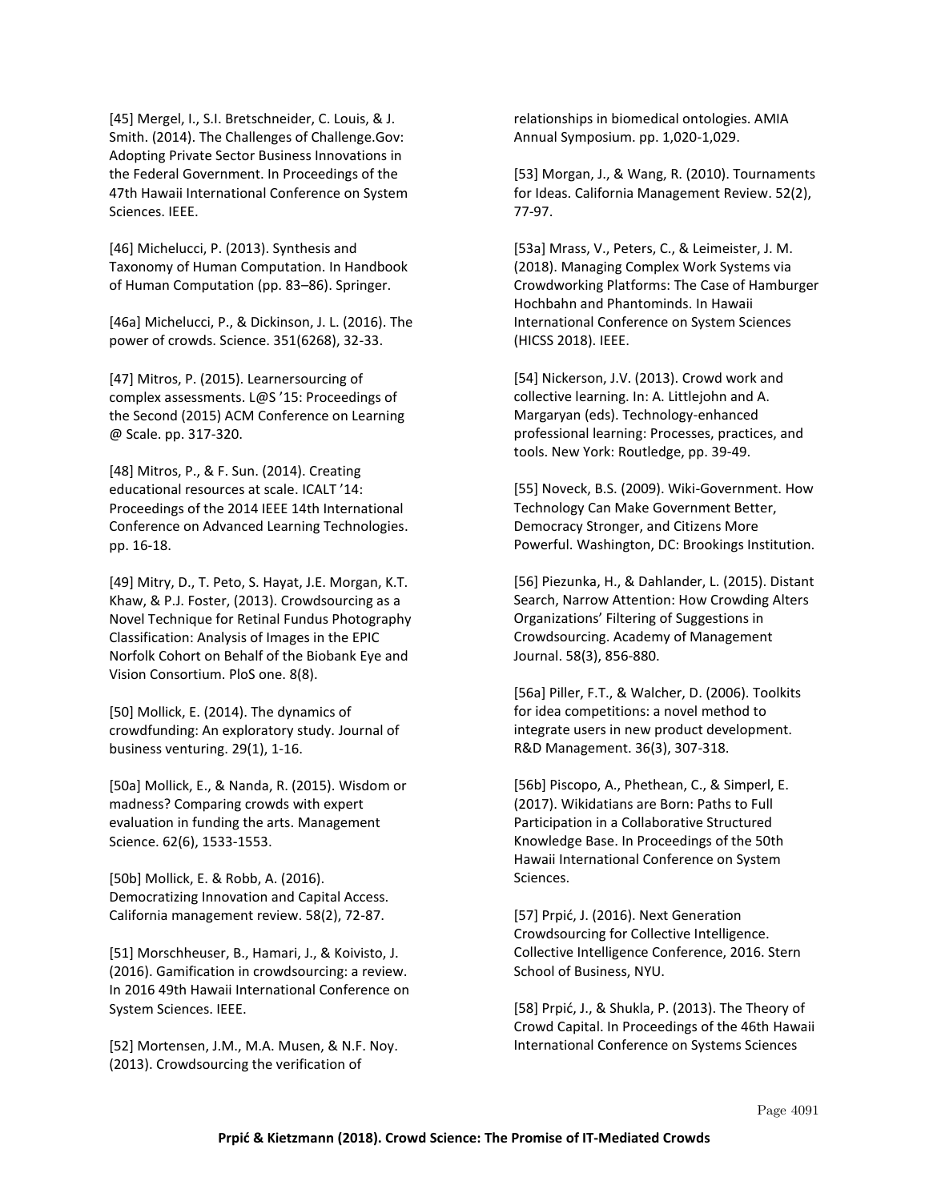[45] Mergel, I., S.I. Bretschneider, C. Louis, & J. Smith. (2014). The Challenges of Challenge.Gov: Adopting Private Sector Business Innovations in the Federal Government. In Proceedings of the 47th Hawaii International Conference on System Sciences. IEEE.

[46] Michelucci, P. (2013). Synthesis and Taxonomy of Human Computation. In Handbook of Human Computation (pp. 83–86). Springer.

[46a] Michelucci, P., & Dickinson, J. L. (2016). The power of crowds. Science. 351(6268), 32-33.

[47] Mitros, P. (2015). Learnersourcing of complex assessments. L@S '15: Proceedings of the Second (2015) ACM Conference on Learning @ Scale. pp. 317-320.

[48] Mitros, P., & F. Sun. (2014). Creating educational resources at scale. ICALT '14: Proceedings of the 2014 IEEE 14th International Conference on Advanced Learning Technologies. pp. 16-18.

[49] Mitry, D., T. Peto, S. Hayat, J.E. Morgan, K.T. Khaw, & P.J. Foster, (2013). Crowdsourcing as a Novel Technique for Retinal Fundus Photography Classification: Analysis of Images in the EPIC Norfolk Cohort on Behalf of the Biobank Eye and Vision Consortium. PloS one. 8(8).

[50] Mollick, E. (2014). The dynamics of crowdfunding: An exploratory study. Journal of business venturing. 29(1), 1-16.

[50a] Mollick, E., & Nanda, R. (2015). Wisdom or madness? Comparing crowds with expert evaluation in funding the arts. Management Science. 62(6), 1533-1553.

[50b] Mollick, E. & Robb, A. (2016). Democratizing Innovation and Capital Access. California management review. 58(2), 72-87.

[51] Morschheuser, B., Hamari, J., & Koivisto, J. (2016). Gamification in crowdsourcing: a review. In 2016 49th Hawaii International Conference on System Sciences. IEEE.

[52] Mortensen, J.M., M.A. Musen, & N.F. Noy. (2013). Crowdsourcing the verification of relationships in biomedical ontologies. AMIA Annual Symposium. pp. 1,020-1,029.

[53] Morgan, J., & Wang, R. (2010). Tournaments for Ideas. California Management Review. 52(2), 77-97.

[53a] Mrass, V., Peters, C., & Leimeister, J. M. (2018). Managing Complex Work Systems via Crowdworking Platforms: The Case of Hamburger Hochbahn and Phantominds. In Hawaii International Conference on System Sciences (HICSS 2018). IEEE.

[54] Nickerson, J.V. (2013). Crowd work and collective learning. In: A. Littlejohn and A. Margaryan (eds). Technology-enhanced professional learning: Processes, practices, and tools. New York: Routledge, pp. 39-49.

[55] Noveck, B.S. (2009). Wiki-Government. How Technology Can Make Government Better, Democracy Stronger, and Citizens More Powerful. Washington, DC: Brookings Institution.

[56] Piezunka, H., & Dahlander, L. (2015). Distant Search, Narrow Attention: How Crowding Alters Organizations' Filtering of Suggestions in Crowdsourcing. Academy of Management Journal. 58(3), 856-880.

[56a] Piller, F.T., & Walcher, D. (2006). Toolkits for idea competitions: a novel method to integrate users in new product development. R&D Management. 36(3), 307-318.

[56b] Piscopo, A., Phethean, C., & Simperl, E. (2017). Wikidatians are Born: Paths to Full Participation in a Collaborative Structured Knowledge Base. In Proceedings of the 50th Hawaii International Conference on System Sciences.

[57] Prpić, J. (2016). Next Generation Crowdsourcing for Collective Intelligence. Collective Intelligence Conference, 2016. Stern School of Business, NYU.

[58] Prpić, J., & Shukla, P. (2013). The Theory of Crowd Capital. In Proceedings of the 46th Hawaii International Conference on Systems Sciences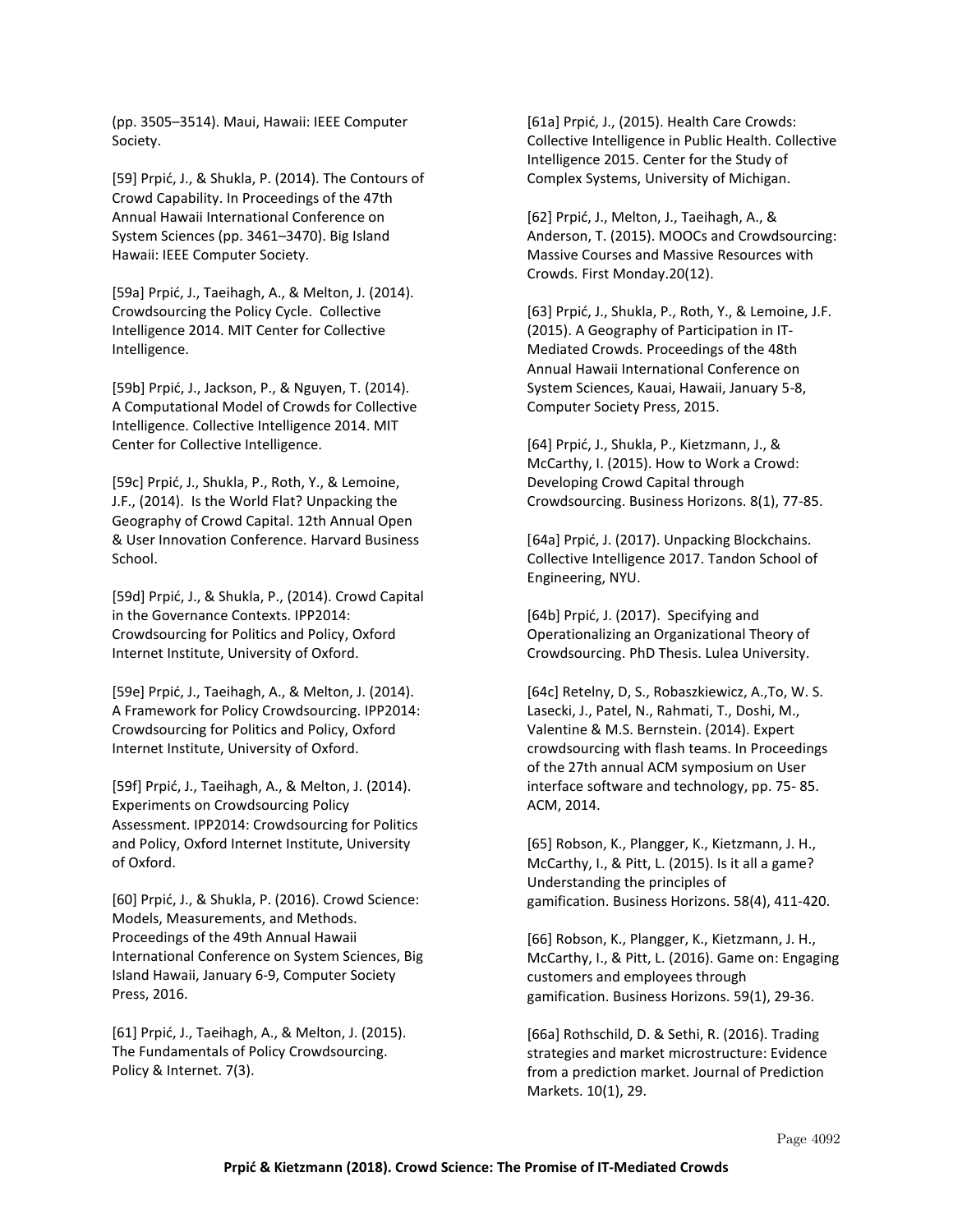(pp. 3505–3514). Maui, Hawaii: IEEE Computer Society.

[59] Prpić, J., & Shukla, P. (2014). The Contours of Crowd Capability. In Proceedings of the 47th Annual Hawaii International Conference on System Sciences (pp. 3461–3470). Big Island Hawaii: IEEE Computer Society.

[59a] Prpić, J., Taeihagh, A., & Melton, J. (2014). Crowdsourcing the Policy Cycle. Collective Intelligence 2014. MIT Center for Collective Intelligence.

[59b] Prpić, J., Jackson, P., & Nguyen, T. (2014). A Computational Model of Crowds for Collective Intelligence. Collective Intelligence 2014. MIT Center for Collective Intelligence.

[59c] Prpić, J., Shukla, P., Roth, Y., & Lemoine, J.F., (2014). Is the World Flat? Unpacking the Geography of Crowd Capital. 12th Annual Open & User Innovation Conference. Harvard Business School.

[59d] Prpić, J., & Shukla, P., (2014). Crowd Capital in the Governance Contexts. IPP2014: Crowdsourcing for Politics and Policy, Oxford Internet Institute, University of Oxford.

[59e] Prpić, J., Taeihagh, A., & Melton, J. (2014). A Framework for Policy Crowdsourcing. IPP2014: Crowdsourcing for Politics and Policy, Oxford Internet Institute, University of Oxford.

[59f] Prpić, J., Taeihagh, A., & Melton, J. (2014). Experiments on Crowdsourcing Policy Assessment. IPP2014: Crowdsourcing for Politics and Policy, Oxford Internet Institute, University of Oxford.

[60] Prpić, J., & Shukla, P. (2016). Crowd Science: Models, Measurements, and Methods. Proceedings of the 49th Annual Hawaii International Conference on System Sciences, Big Island Hawaii, January 6-9, Computer Society Press, 2016.

[61] Prpić, J., Taeihagh, A., & Melton, J. (2015). The Fundamentals of Policy Crowdsourcing. Policy & Internet. 7(3).

[61a] Prpić, J., (2015). Health Care Crowds: Collective Intelligence in Public Health. Collective Intelligence 2015. Center for the Study of Complex Systems, University of Michigan.

[62] Prpić, J., Melton, J., Taeihagh, A., & Anderson, T. (2015). MOOCs and Crowdsourcing: Massive Courses and Massive Resources with Crowds. First Monday.20(12).

[63] Prpić, J., Shukla, P., Roth, Y., & Lemoine, J.F. (2015). A Geography of Participation in IT-Mediated Crowds. Proceedings of the 48th Annual Hawaii International Conference on System Sciences, Kauai, Hawaii, January 5-8, Computer Society Press, 2015.

[64] Prpić, J., Shukla, P., Kietzmann, J., & McCarthy, I. (2015). How to Work a Crowd: Developing Crowd Capital through Crowdsourcing. Business Horizons. 8(1), 77-85.

[64a] Prpić, J. (2017). Unpacking Blockchains. Collective Intelligence 2017. Tandon School of Engineering, NYU.

[64b] Prpić, J. (2017). Specifying and Operationalizing an Organizational Theory of Crowdsourcing. PhD Thesis. Lulea University.

[64c] Retelny, D, S., Robaszkiewicz, A.,To, W. S. Lasecki, J., Patel, N., Rahmati, T., Doshi, M., Valentine & M.S. Bernstein. (2014). Expert crowdsourcing with flash teams. In Proceedings of the 27th annual ACM symposium on User interface software and technology, pp. 75- 85. ACM, 2014.

[65] Robson, K., Plangger, K., Kietzmann, J. H., McCarthy, I., & Pitt, L. (2015). Is it all a game? Understanding the principles of gamification. Business Horizons. 58(4), 411-420.

[66] Robson, K., Plangger, K., Kietzmann, J. H., McCarthy, I., & Pitt, L. (2016). Game on: Engaging customers and employees through gamification. Business Horizons. 59(1), 29-36.

[66a] Rothschild, D. & Sethi, R. (2016). Trading strategies and market microstructure: Evidence from a prediction market. Journal of Prediction Markets. 10(1), 29.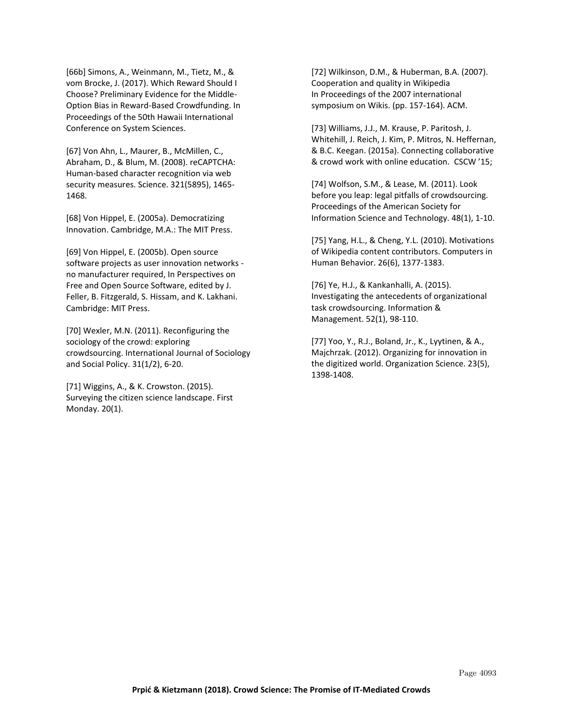[66b] Simons, A., Weinmann, M., Tietz, M., & vom Brocke, J. (2017). Which Reward Should I Choose? Preliminary Evidence for the Middle-Option Bias in Reward-Based Crowdfunding. In Proceedings of the 50th Hawaii International Conference on System Sciences.

[67] Von Ahn, L., Maurer, B., McMillen, C., Abraham, D., & Blum, M. (2008). reCAPTCHA: Human-based character recognition via web security measures. Science. 321(5895), 1465-1468.

[68] Von Hippel, E. (2005a). Democratizing Innovation. Cambridge, M.A.: The MIT Press.

[69] Von Hippel, E. (2005b). Open source software projects as user innovation networks - no manufacturer required, In Perspectives on Free and Open Source Software, edited by J. Feller, B. Fitzgerald, S. Hissam, and K. Lakhani. Cambridge: MIT Press.

[70] Wexler, M.N. (2011). Reconfiguring the sociology of the crowd: exploring crowdsourcing. International Journal of Sociology and Social Policy. 31(1/2), 6-20.

[71] Wiggins, A., & K. Crowston. (2015). Surveying the citizen science landscape. First Monday. 20(1).

[72] Wilkinson, D.M., & Huberman, B.A. (2007). Cooperation and quality in Wikipedia In Proceedings of the 2007 international symposium on Wikis. (pp. 157-164). ACM.

[73] Williams, J.J., M. Krause, P. Paritosh, J. Whitehill, J. Reich, J. Kim, P. Mitros, N. Heffernan, & B.C. Keegan. (2015a). Connecting collaborative & crowd work with online education. CSCW '15;

[74] Wolfson, S.M., & Lease, M. (2011). Look before you leap: legal pitfalls of crowdsourcing. Proceedings of the American Society for Information Science and Technology. 48(1), 1-10.

[75] Yang, H.L., & Cheng, Y.L. (2010). Motivations of Wikipedia content contributors. Computers in Human Behavior. 26(6), 1377-1383.

[76] Ye, H.J., & Kankanhalli, A. (2015). Investigating the antecedents of organizational task crowdsourcing. Information & Management. 52(1), 98-110.

[77] Yoo, Y., R.J., Boland, Jr., K., Lyytinen, & A., Majchrzak. (2012). Organizing for innovation in the digitized world. Organization Science. 23(5), 1398-1408.